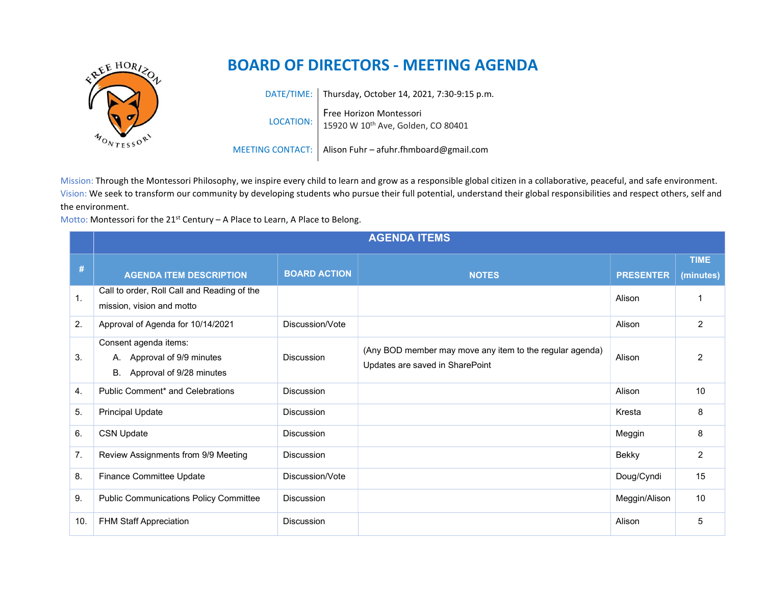# BOARD OF DIRECTORS - MEETING AGENDA

DATE/TIME: Thursday, October 14, 2021, 7:30-9:15 p.m.

LOCATION: Free Horizon Montessori
15920 W 10th Ave, Golden, CO 80401

MEETING CONTACT: Alison Fuhr – afuhr.fhmboard@gmail.com

Mission: Through the Montessori Philosophy, we inspire every child to learn and grow as a responsible global citizen in a collaborative, peaceful, and safe environment.
Vision: We seek to transform our community by developing students who pursue their full potential, understand their global responsibilities and respect others, self and the environment.
Motto: Montessori for the 21st Century – A Place to Learn, A Place to Belong.

| | AGENDA ITEMS | | | | |
|---|---|---|---|---|---|
| # | AGENDA ITEM DESCRIPTION | BOARD ACTION | NOTES | PRESENTER | TIME (minutes) |
| 1. | Call to order, Roll Call and Reading of the mission, vision and motto | | | Alison | 1 |
| 2. | Approval of Agenda for 10/14/2021 | Discussion/Vote | | Alison | 2 |
| 3. | Consent agenda items: A. Approval of 9/9 minutes B. Approval of 9/28 minutes | Discussion | (Any BOD member may move any item to the regular agenda) Updates are saved in SharePoint | Alison | 2 |
| 4. | Public Comment* and Celebrations | Discussion | | Alison | 10 |
| 5. | Principal Update | Discussion | | Kresta | 8 |
| 6. | CSN Update | Discussion | | Meggin | 8 |
| 7. | Review Assignments from 9/9 Meeting | Discussion | | Bekky | 2 |
| 8. | Finance Committee Update | Discussion/Vote | | Doug/Cyndi | 15 |
| 9. | Public Communications Policy Committee | Discussion | | Meggin/Alison | 10 |
| 10. | FHM Staff Appreciation | Discussion | | Alison | 5 |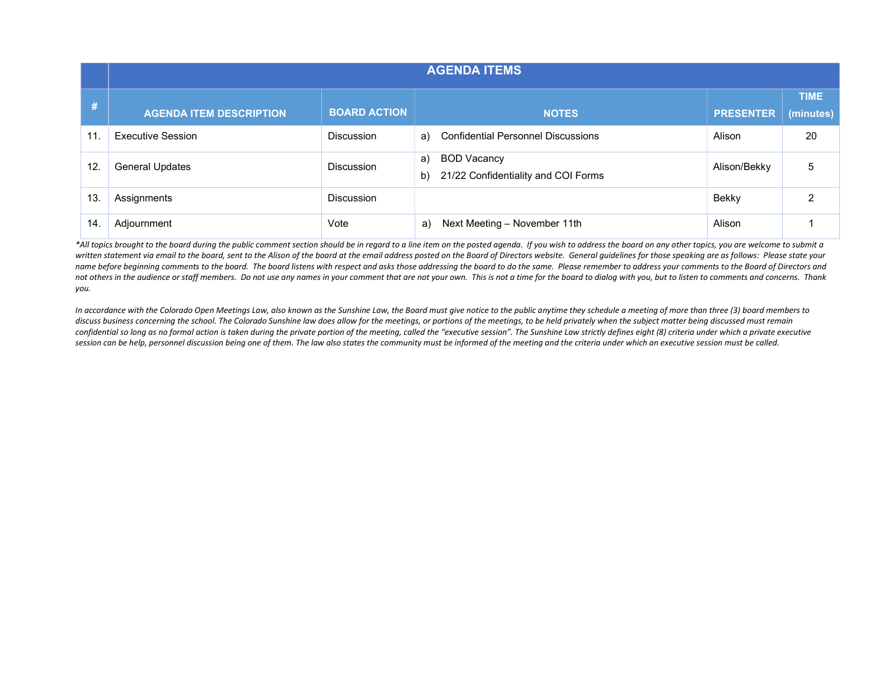| # | AGENDA ITEMS | | | | |
|---|---|---|---|---|---|
| # | AGENDA ITEM DESCRIPTION | BOARD ACTION | NOTES | PRESENTER | TIME (minutes) |
| 11. | Executive Session | Discussion | a) Confidential Personnel Discussions | Alison | 20 |
| 12. | General Updates | Discussion | a) BOD Vacancy<br>b) 21/22 Confidentiality and COI Forms | Alison/Bekky | 5 |
| 13. | Assignments | Discussion | | Bekky | 2 |
| 14. | Adjournment | Vote | a) Next Meeting – November 11th | Alison | 1 |

*\*All topics brought to the board during the public comment section should be in regard to a line item on the posted agenda. If you wish to address the board on any other topics, you are welcome to submit a written statement via email to the board, sent to the Alison of the board at the email address posted on the Board of Directors website. General guidelines for those speaking are as follows: Please state your name before beginning comments to the board. The board listens with respect and asks those addressing the board to do the same. Please remember to address your comments to the Board of Directors and not others in the audience or staff members. Do not use any names in your comment that are not your own. This is not a time for the board to dialog with you, but to listen to comments and concerns. Thank you.*

*In accordance with the Colorado Open Meetings Law, also known as the Sunshine Law, the Board must give notice to the public anytime they schedule a meeting of more than three (3) board members to discuss business concerning the school. The Colorado Sunshine law does allow for the meetings, or portions of the meetings, to be held privately when the subject matter being discussed must remain confidential so long as no formal action is taken during the private portion of the meeting, called the "executive session". The Sunshine Law strictly defines eight (8) criteria under which a private executive session can be help, personnel discussion being one of them. The law also states the community must be informed of the meeting and the criteria under which an executive session must be called.*